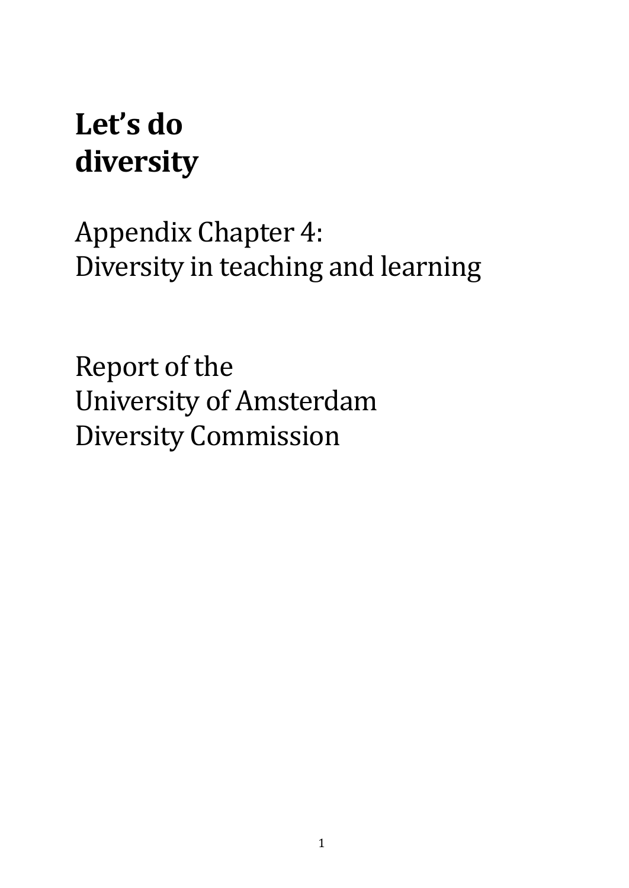# Let's do diversity

Appendix Chapter 4:
Diversity in teaching and learning

Report of the
University of Amsterdam
Diversity Commission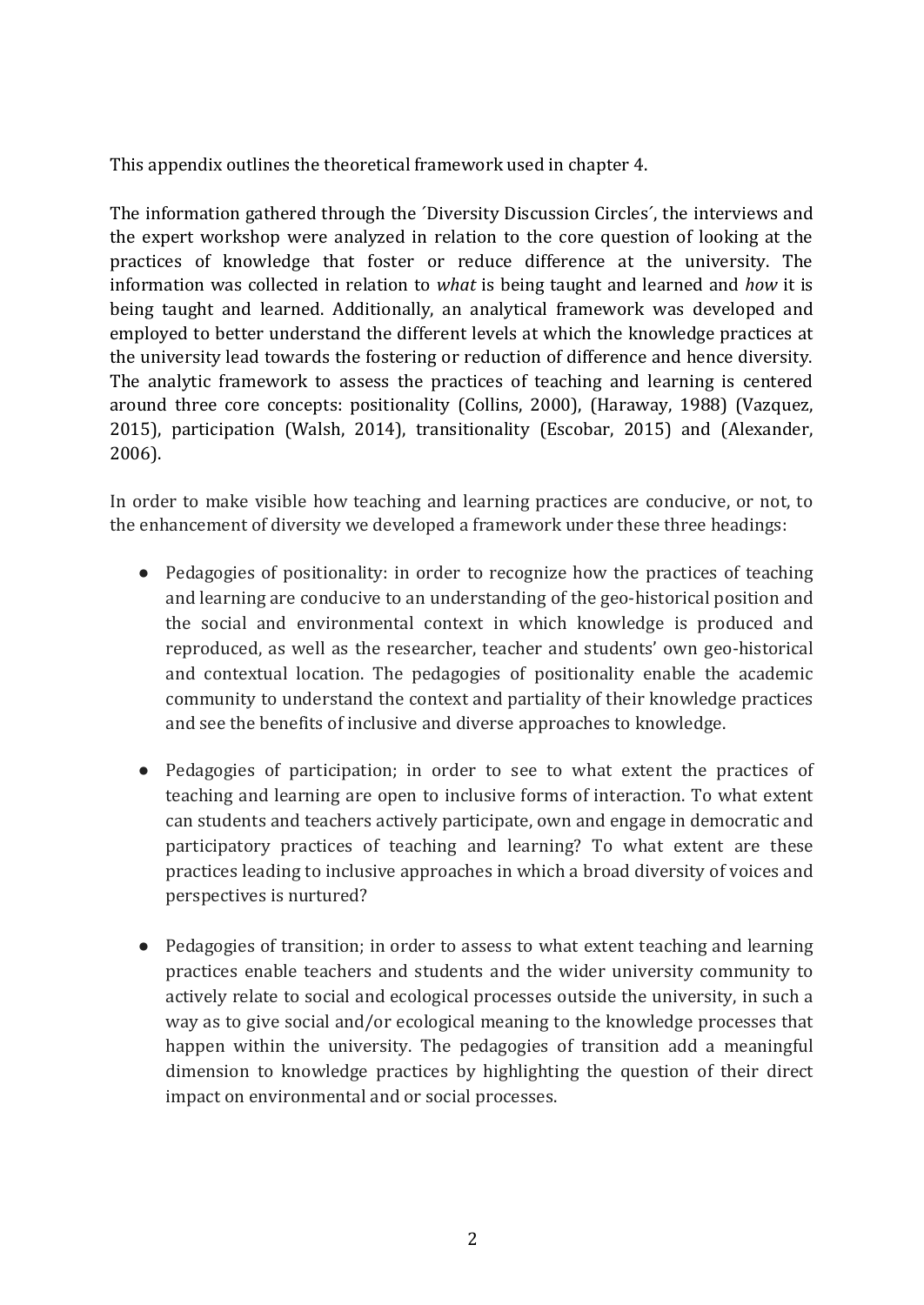This appendix outlines the theoretical framework used in chapter 4.

The information gathered through the ´Diversity Discussion Circles´, the interviews and the expert workshop were analyzed in relation to the core question of looking at the practices of knowledge that foster or reduce difference at the university. The information was collected in relation to *what* is being taught and learned and *how* it is being taught and learned. Additionally, an analytical framework was developed and employed to better understand the different levels at which the knowledge practices at the university lead towards the fostering or reduction of difference and hence diversity. The analytic framework to assess the practices of teaching and learning is centered around three core concepts: positionality (Collins, 2000), (Haraway, 1988) (Vazquez, 2015), participation (Walsh, 2014), transitionality (Escobar, 2015) and (Alexander, 2006).

In order to make visible how teaching and learning practices are conducive, or not, to the enhancement of diversity we developed a framework under these three headings:

- Pedagogies of positionality: in order to recognize how the practices of teaching and learning are conducive to an understanding of the geo-historical position and the social and environmental context in which knowledge is produced and reproduced, as well as the researcher, teacher and students' own geo-historical and contextual location. The pedagogies of positionality enable the academic community to understand the context and partiality of their knowledge practices and see the benefits of inclusive and diverse approaches to knowledge.

- Pedagogies of participation; in order to see to what extent the practices of teaching and learning are open to inclusive forms of interaction. To what extent can students and teachers actively participate, own and engage in democratic and participatory practices of teaching and learning? To what extent are these practices leading to inclusive approaches in which a broad diversity of voices and perspectives is nurtured?

- Pedagogies of transition; in order to assess to what extent teaching and learning practices enable teachers and students and the wider university community to actively relate to social and ecological processes outside the university, in such a way as to give social and/or ecological meaning to the knowledge processes that happen within the university. The pedagogies of transition add a meaningful dimension to knowledge practices by highlighting the question of their direct impact on environmental and or social processes.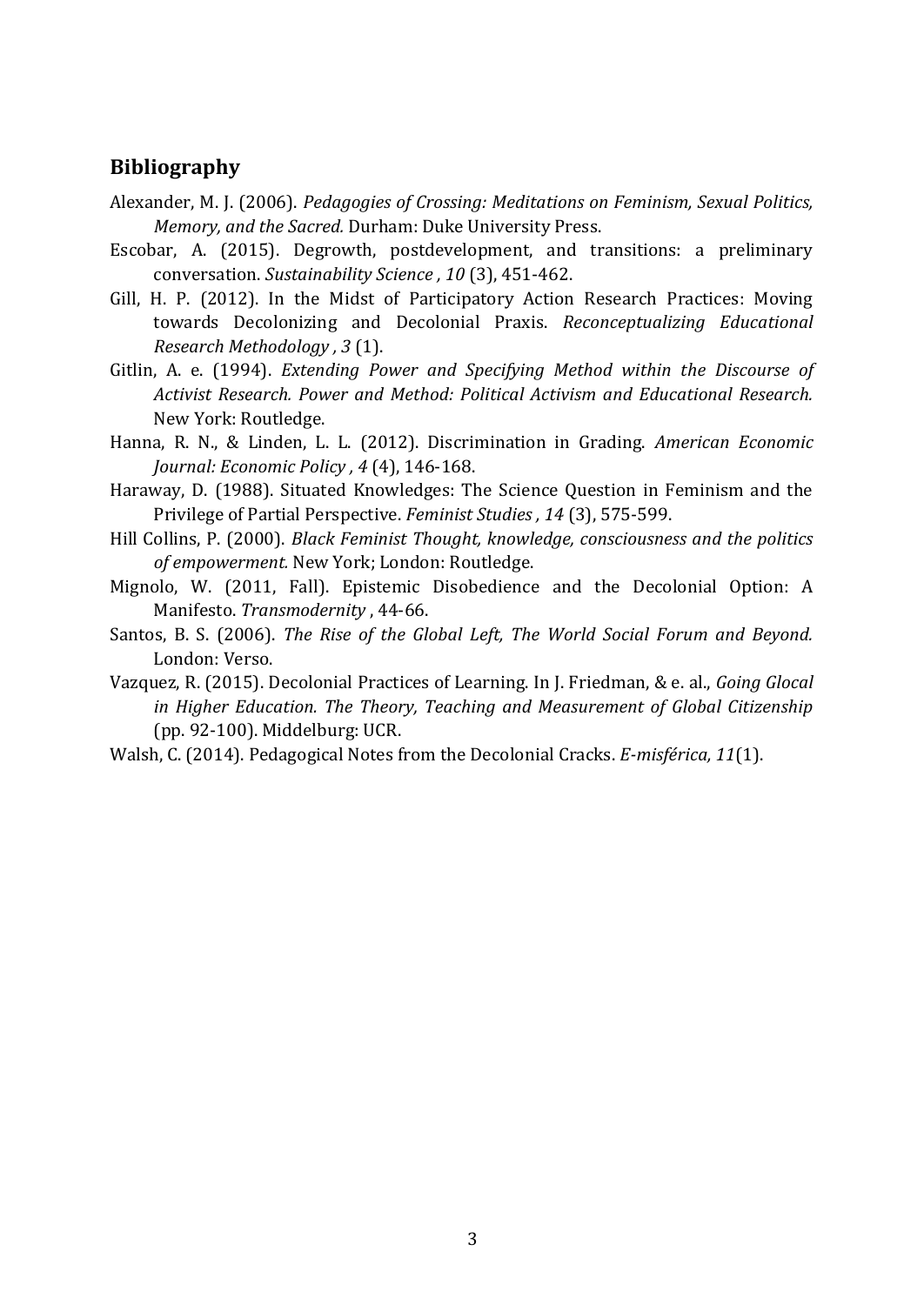## Bibliography

Alexander, M. J. (2006). *Pedagogies of Crossing: Meditations on Feminism, Sexual Politics, Memory, and the Sacred.* Durham: Duke University Press.

Escobar, A. (2015). Degrowth, postdevelopment, and transitions: a preliminary conversation. *Sustainability Science , 10* (3), 451-462.

Gill, H. P. (2012). In the Midst of Participatory Action Research Practices: Moving towards Decolonizing and Decolonial Praxis. *Reconceptualizing Educational Research Methodology , 3* (1).

Gitlin, A. e. (1994). *Extending Power and Specifying Method within the Discourse of Activist Research. Power and Method: Political Activism and Educational Research.* New York: Routledge.

Hanna, R. N., & Linden, L. L. (2012). Discrimination in Grading. *American Economic Journal: Economic Policy , 4* (4), 146-168.

Haraway, D. (1988). Situated Knowledges: The Science Question in Feminism and the Privilege of Partial Perspective. *Feminist Studies , 14* (3), 575-599.

Hill Collins, P. (2000). *Black Feminist Thought, knowledge, consciousness and the politics of empowerment.* New York; London: Routledge.

Mignolo, W. (2011, Fall). Epistemic Disobedience and the Decolonial Option: A Manifesto. *Transmodernity* , 44-66.

Santos, B. S. (2006). *The Rise of the Global Left, The World Social Forum and Beyond.* London: Verso.

Vazquez, R. (2015). Decolonial Practices of Learning. In J. Friedman, & e. al., *Going Glocal in Higher Education. The Theory, Teaching and Measurement of Global Citizenship* (pp. 92-100). Middelburg: UCR.

Walsh, C. (2014). Pedagogical Notes from the Decolonial Cracks. *E-misférica, 11*(1).